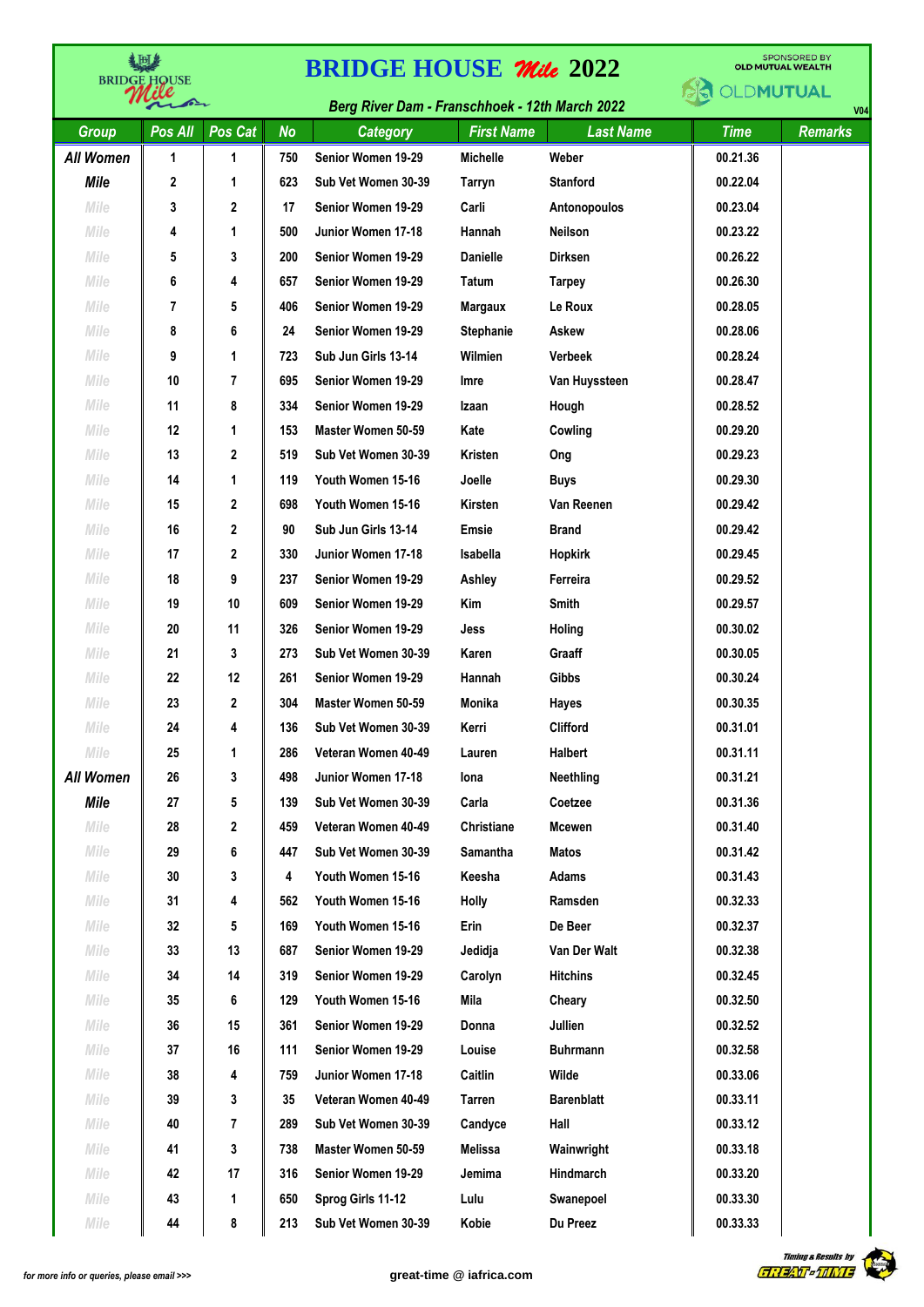# BRIDGE HOUSE Mile 2022

SPONSORED BY OLD MUTUAL WEALTH

*Berg River Dam - Franschhoek - 12th March 2022*

V04

| Group | Pos All | Pos Cat | No | Category | First Name | Last Name | Time | Remarks |
|---|---|---|---|---|---|---|---|---|
| All Women Mile | 1 | 1 | 750 | Senior Women 19-29 | Michelle | Weber | 00.21.36 | |
| Mile | 2 | 1 | 623 | Sub Vet Women 30-39 | Tarryn | Stanford | 00.22.04 | |
| Mile | 3 | 2 | 17 | Senior Women 19-29 | Carli | Antonopoulos | 00.23.04 | |
| Mile | 4 | 1 | 500 | Junior Women 17-18 | Hannah | Neilson | 00.23.22 | |
| Mile | 5 | 3 | 200 | Senior Women 19-29 | Danielle | Dirksen | 00.26.22 | |
| Mile | 6 | 4 | 657 | Senior Women 19-29 | Tatum | Tarpey | 00.26.30 | |
| Mile | 7 | 5 | 406 | Senior Women 19-29 | Margaux | Le Roux | 00.28.05 | |
| Mile | 8 | 6 | 24 | Senior Women 19-29 | Stephanie | Askew | 00.28.06 | |
| Mile | 9 | 1 | 723 | Sub Jun Girls 13-14 | Wilmien | Verbeek | 00.28.24 | |
| Mile | 10 | 7 | 695 | Senior Women 19-29 | Imre | Van Huyssteen | 00.28.47 | |
| Mile | 11 | 8 | 334 | Senior Women 19-29 | Izaan | Hough | 00.28.52 | |
| Mile | 12 | 1 | 153 | Master Women 50-59 | Kate | Cowling | 00.29.20 | |
| Mile | 13 | 2 | 519 | Sub Vet Women 30-39 | Kristen | Ong | 00.29.23 | |
| Mile | 14 | 1 | 119 | Youth Women 15-16 | Joelle | Buys | 00.29.30 | |
| Mile | 15 | 2 | 698 | Youth Women 15-16 | Kirsten | Van Reenen | 00.29.42 | |
| Mile | 16 | 2 | 90 | Sub Jun Girls 13-14 | Emsie | Brand | 00.29.42 | |
| Mile | 17 | 2 | 330 | Junior Women 17-18 | Isabella | Hopkirk | 00.29.45 | |
| Mile | 18 | 9 | 237 | Senior Women 19-29 | Ashley | Ferreira | 00.29.52 | |
| Mile | 19 | 10 | 609 | Senior Women 19-29 | Kim | Smith | 00.29.57 | |
| Mile | 20 | 11 | 326 | Senior Women 19-29 | Jess | Holing | 00.30.02 | |
| Mile | 21 | 3 | 273 | Sub Vet Women 30-39 | Karen | Graaff | 00.30.05 | |
| Mile | 22 | 12 | 261 | Senior Women 19-29 | Hannah | Gibbs | 00.30.24 | |
| Mile | 23 | 2 | 304 | Master Women 50-59 | Monika | Hayes | 00.30.35 | |
| Mile | 24 | 4 | 136 | Sub Vet Women 30-39 | Kerri | Clifford | 00.31.01 | |
| Mile | 25 | 1 | 286 | Veteran Women 40-49 | Lauren | Halbert | 00.31.11 | |
| All Women Mile | 26 | 3 | 498 | Junior Women 17-18 | Iona | Neethling | 00.31.21 | |
| Mile | 27 | 5 | 139 | Sub Vet Women 30-39 | Carla | Coetzee | 00.31.36 | |
| Mile | 28 | 2 | 459 | Veteran Women 40-49 | Christiane | Mcewen | 00.31.40 | |
| Mile | 29 | 6 | 447 | Sub Vet Women 30-39 | Samantha | Matos | 00.31.42 | |
| Mile | 30 | 3 | 4 | Youth Women 15-16 | Keesha | Adams | 00.31.43 | |
| Mile | 31 | 4 | 562 | Youth Women 15-16 | Holly | Ramsden | 00.32.33 | |
| Mile | 32 | 5 | 169 | Youth Women 15-16 | Erin | De Beer | 00.32.37 | |
| Mile | 33 | 13 | 687 | Senior Women 19-29 | Jedidja | Van Der Walt | 00.32.38 | |
| Mile | 34 | 14 | 319 | Senior Women 19-29 | Carolyn | Hitchins | 00.32.45 | |
| Mile | 35 | 6 | 129 | Youth Women 15-16 | Mila | Cheary | 00.32.50 | |
| Mile | 36 | 15 | 361 | Senior Women 19-29 | Donna | Jullien | 00.32.52 | |
| Mile | 37 | 16 | 111 | Senior Women 19-29 | Louise | Buhrmann | 00.32.58 | |
| Mile | 38 | 4 | 759 | Junior Women 17-18 | Caitlin | Wilde | 00.33.06 | |
| Mile | 39 | 3 | 35 | Veteran Women 40-49 | Tarren | Barenblatt | 00.33.11 | |
| Mile | 40 | 7 | 289 | Sub Vet Women 30-39 | Candyce | Hall | 00.33.12 | |
| Mile | 41 | 3 | 738 | Master Women 50-59 | Melissa | Wainwright | 00.33.18 | |
| Mile | 42 | 17 | 316 | Senior Women 19-29 | Jemima | Hindmarch | 00.33.20 | |
| Mile | 43 | 1 | 650 | Sprog Girls 11-12 | Lulu | Swanepoel | 00.33.30 | |
| Mile | 44 | 8 | 213 | Sub Vet Women 30-39 | Kobie | Du Preez | 00.33.33 | |

for more info or queries, please email >>> great-time @ iafrica.com

Timing & Results by GREAT-TIME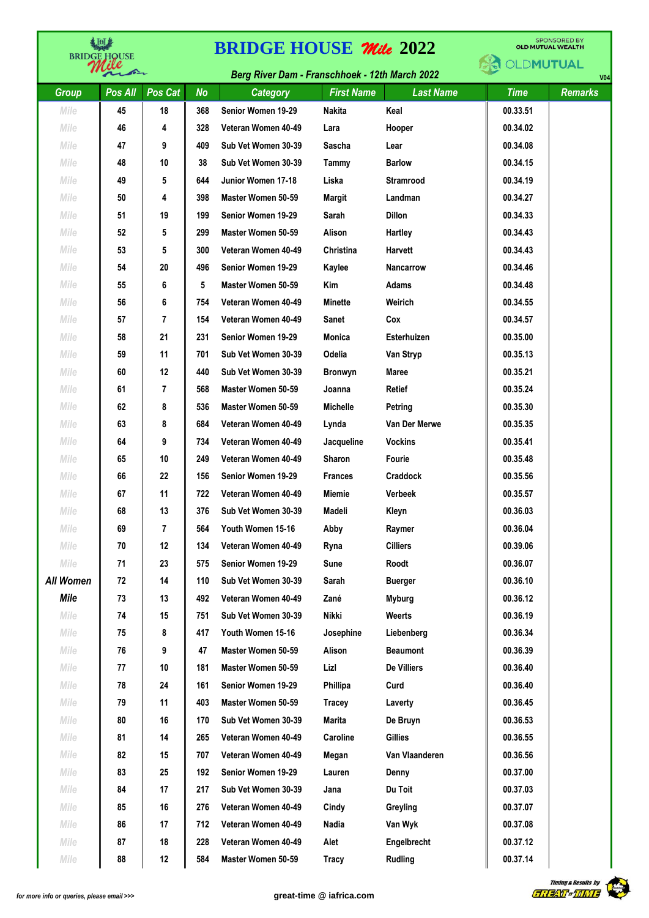# BRIDGE HOUSE *Mile* 2022

*Berg River Dam - Franschhoek - 12th March 2022*

SPONSORED BY OLD MUTUAL WEALTH

V04

| Group | Pos All | Pos Cat | No | Category | First Name | Last Name | Time | Remarks |
|---|---|---|---|---|---|---|---|---|
| Mile | 45 | 18 | 368 | Senior Women 19-29 | Nakita | Keal | 00.33.51 | |
| Mile | 46 | 4 | 328 | Veteran Women 40-49 | Lara | Hooper | 00.34.02 | |
| Mile | 47 | 9 | 409 | Sub Vet Women 30-39 | Sascha | Lear | 00.34.08 | |
| Mile | 48 | 10 | 38 | Sub Vet Women 30-39 | Tammy | Barlow | 00.34.15 | |
| Mile | 49 | 5 | 644 | Junior Women 17-18 | Liska | Stramrood | 00.34.19 | |
| Mile | 50 | 4 | 398 | Master Women 50-59 | Margit | Landman | 00.34.27 | |
| Mile | 51 | 19 | 199 | Senior Women 19-29 | Sarah | Dillon | 00.34.33 | |
| Mile | 52 | 5 | 299 | Master Women 50-59 | Alison | Hartley | 00.34.43 | |
| Mile | 53 | 5 | 300 | Veteran Women 40-49 | Christina | Harvett | 00.34.43 | |
| Mile | 54 | 20 | 496 | Senior Women 19-29 | Kaylee | Nancarrow | 00.34.46 | |
| Mile | 55 | 6 | 5 | Master Women 50-59 | Kim | Adams | 00.34.48 | |
| Mile | 56 | 6 | 754 | Veteran Women 40-49 | Minette | Weirich | 00.34.55 | |
| Mile | 57 | 7 | 154 | Veteran Women 40-49 | Sanet | Cox | 00.34.57 | |
| Mile | 58 | 21 | 231 | Senior Women 19-29 | Monica | Esterhuizen | 00.35.00 | |
| Mile | 59 | 11 | 701 | Sub Vet Women 30-39 | Odelia | Van Stryp | 00.35.13 | |
| Mile | 60 | 12 | 440 | Sub Vet Women 30-39 | Bronwyn | Maree | 00.35.21 | |
| Mile | 61 | 7 | 568 | Master Women 50-59 | Joanna | Retief | 00.35.24 | |
| Mile | 62 | 8 | 536 | Master Women 50-59 | Michelle | Petring | 00.35.30 | |
| Mile | 63 | 8 | 684 | Veteran Women 40-49 | Lynda | Van Der Merwe | 00.35.35 | |
| Mile | 64 | 9 | 734 | Veteran Women 40-49 | Jacqueline | Vockins | 00.35.41 | |
| Mile | 65 | 10 | 249 | Veteran Women 40-49 | Sharon | Fourie | 00.35.48 | |
| Mile | 66 | 22 | 156 | Senior Women 19-29 | Frances | Craddock | 00.35.56 | |
| Mile | 67 | 11 | 722 | Veteran Women 40-49 | Miemie | Verbeek | 00.35.57 | |
| Mile | 68 | 13 | 376 | Sub Vet Women 30-39 | Madeli | Kleyn | 00.36.03 | |
| Mile | 69 | 7 | 564 | Youth Women 15-16 | Abby | Raymer | 00.36.04 | |
| Mile | 70 | 12 | 134 | Veteran Women 40-49 | Ryna | Cilliers | 00.39.06 | |
| Mile | 71 | 23 | 575 | Senior Women 19-29 | Sune | Roodt | 00.36.07 | |
| All Women | 72 | 14 | 110 | Sub Vet Women 30-39 | Sarah | Buerger | 00.36.10 | |
| Mile | 73 | 13 | 492 | Veteran Women 40-49 | Zané | Myburg | 00.36.12 | |
| Mile | 74 | 15 | 751 | Sub Vet Women 30-39 | Nikki | Weerts | 00.36.19 | |
| Mile | 75 | 8 | 417 | Youth Women 15-16 | Josephine | Liebenberg | 00.36.34 | |
| Mile | 76 | 9 | 47 | Master Women 50-59 | Alison | Beaumont | 00.36.39 | |
| Mile | 77 | 10 | 181 | Master Women 50-59 | Lizl | De Villiers | 00.36.40 | |
| Mile | 78 | 24 | 161 | Senior Women 19-29 | Phillipa | Curd | 00.36.40 | |
| Mile | 79 | 11 | 403 | Master Women 50-59 | Tracey | Laverty | 00.36.45 | |
| Mile | 80 | 16 | 170 | Sub Vet Women 30-39 | Marita | De Bruyn | 00.36.53 | |
| Mile | 81 | 14 | 265 | Veteran Women 40-49 | Caroline | Gillies | 00.36.55 | |
| Mile | 82 | 15 | 707 | Veteran Women 40-49 | Megan | Van Vlaanderen | 00.36.56 | |
| Mile | 83 | 25 | 192 | Senior Women 19-29 | Lauren | Denny | 00.37.00 | |
| Mile | 84 | 17 | 217 | Sub Vet Women 30-39 | Jana | Du Toit | 00.37.03 | |
| Mile | 85 | 16 | 276 | Veteran Women 40-49 | Cindy | Greyling | 00.37.07 | |
| Mile | 86 | 17 | 712 | Veteran Women 40-49 | Nadia | Van Wyk | 00.37.08 | |
| Mile | 87 | 18 | 228 | Veteran Women 40-49 | Alet | Engelbrecht | 00.37.12 | |
| Mile | 88 | 12 | 584 | Master Women 50-59 | Tracy | Rudling | 00.37.14 | |

for more info or queries, please email >>> great-time @ iafrica.com

Timing & Results by GREAT-TIME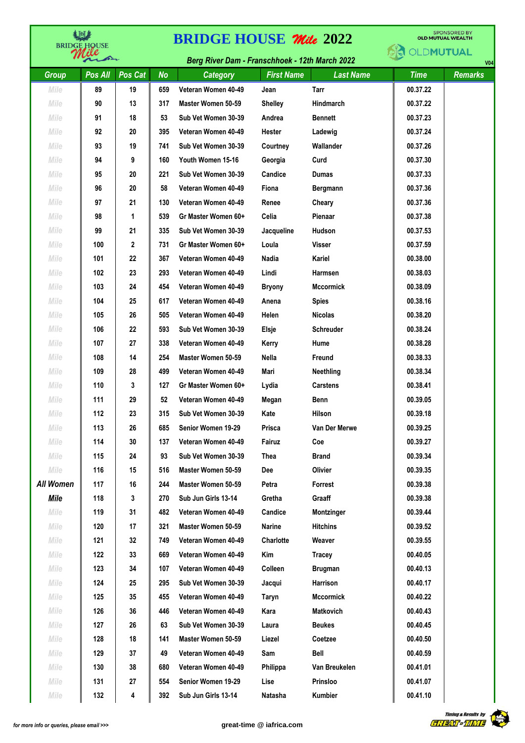# BRIDGE HOUSE *Mile* 2022

**Berg River Dam - Franschhoek - 12th March 2022**

SPONSORED BY OLD MUTUAL WEALTH

V04

| Group | Pos All | Pos Cat | No | Category | First Name | Last Name | Time | Remarks |
|---|---|---|---|---|---|---|---|---|
| Mile | 89 | 19 | 659 | Veteran Women 40-49 | Jean | Tarr | 00.37.22 | |
| Mile | 90 | 13 | 317 | Master Women 50-59 | Shelley | Hindmarch | 00.37.22 | |
| Mile | 91 | 18 | 53 | Sub Vet Women 30-39 | Andrea | Bennett | 00.37.23 | |
| Mile | 92 | 20 | 395 | Veteran Women 40-49 | Hester | Ladewig | 00.37.24 | |
| Mile | 93 | 19 | 741 | Sub Vet Women 30-39 | Courtney | Wallander | 00.37.26 | |
| Mile | 94 | 9 | 160 | Youth Women 15-16 | Georgia | Curd | 00.37.30 | |
| Mile | 95 | 20 | 221 | Sub Vet Women 30-39 | Candice | Dumas | 00.37.33 | |
| Mile | 96 | 20 | 58 | Veteran Women 40-49 | Fiona | Bergmann | 00.37.36 | |
| Mile | 97 | 21 | 130 | Veteran Women 40-49 | Renee | Cheary | 00.37.36 | |
| Mile | 98 | 1 | 539 | Gr Master Women 60+ | Celia | Pienaar | 00.37.38 | |
| Mile | 99 | 21 | 335 | Sub Vet Women 30-39 | Jacqueline | Hudson | 00.37.53 | |
| Mile | 100 | 2 | 731 | Gr Master Women 60+ | Loula | Visser | 00.37.59 | |
| Mile | 101 | 22 | 367 | Veteran Women 40-49 | Nadia | Kariel | 00.38.00 | |
| Mile | 102 | 23 | 293 | Veteran Women 40-49 | Lindi | Harmsen | 00.38.03 | |
| Mile | 103 | 24 | 454 | Veteran Women 40-49 | Bryony | Mccormick | 00.38.09 | |
| Mile | 104 | 25 | 617 | Veteran Women 40-49 | Anena | Spies | 00.38.16 | |
| Mile | 105 | 26 | 505 | Veteran Women 40-49 | Helen | Nicolas | 00.38.20 | |
| Mile | 106 | 22 | 593 | Sub Vet Women 30-39 | Elsje | Schreuder | 00.38.24 | |
| Mile | 107 | 27 | 338 | Veteran Women 40-49 | Kerry | Hume | 00.38.28 | |
| Mile | 108 | 14 | 254 | Master Women 50-59 | Nella | Freund | 00.38.33 | |
| Mile | 109 | 28 | 499 | Veteran Women 40-49 | Mari | Neethling | 00.38.34 | |
| Mile | 110 | 3 | 127 | Gr Master Women 60+ | Lydia | Carstens | 00.38.41 | |
| Mile | 111 | 29 | 52 | Veteran Women 40-49 | Megan | Benn | 00.39.05 | |
| Mile | 112 | 23 | 315 | Sub Vet Women 30-39 | Kate | Hilson | 00.39.18 | |
| Mile | 113 | 26 | 685 | Senior Women 19-29 | Prisca | Van Der Merwe | 00.39.25 | |
| Mile | 114 | 30 | 137 | Veteran Women 40-49 | Fairuz | Coe | 00.39.27 | |
| Mile | 115 | 24 | 93 | Sub Vet Women 30-39 | Thea | Brand | 00.39.34 | |
| Mile | 116 | 15 | 516 | Master Women 50-59 | Dee | Olivier | 00.39.35 | |
| All Women | 117 | 16 | 244 | Master Women 50-59 | Petra | Forrest | 00.39.38 | |
| Mile | 118 | 3 | 270 | Sub Jun Girls 13-14 | Gretha | Graaff | 00.39.38 | |
| Mile | 119 | 31 | 482 | Veteran Women 40-49 | Candice | Montzinger | 00.39.44 | |
| Mile | 120 | 17 | 321 | Master Women 50-59 | Narine | Hitchins | 00.39.52 | |
| Mile | 121 | 32 | 749 | Veteran Women 40-49 | Charlotte | Weaver | 00.39.55 | |
| Mile | 122 | 33 | 669 | Veteran Women 40-49 | Kim | Tracey | 00.40.05 | |
| Mile | 123 | 34 | 107 | Veteran Women 40-49 | Colleen | Brugman | 00.40.13 | |
| Mile | 124 | 25 | 295 | Sub Vet Women 30-39 | Jacqui | Harrison | 00.40.17 | |
| Mile | 125 | 35 | 455 | Veteran Women 40-49 | Taryn | Mccormick | 00.40.22 | |
| Mile | 126 | 36 | 446 | Veteran Women 40-49 | Kara | Matkovich | 00.40.43 | |
| Mile | 127 | 26 | 63 | Sub Vet Women 30-39 | Laura | Beukes | 00.40.45 | |
| Mile | 128 | 18 | 141 | Master Women 50-59 | Liezel | Coetzee | 00.40.50 | |
| Mile | 129 | 37 | 49 | Veteran Women 40-49 | Sam | Bell | 00.40.59 | |
| Mile | 130 | 38 | 680 | Veteran Women 40-49 | Philippa | Van Breukelen | 00.41.01 | |
| Mile | 131 | 27 | 554 | Senior Women 19-29 | Lise | Prinsloo | 00.41.07 | |
| Mile | 132 | 4 | 392 | Sub Jun Girls 13-14 | Natasha | Kumbier | 00.41.10 | |

for more info or queries, please email >>> great-time @ iafrica.com

Timing & Results by GREAT-TIME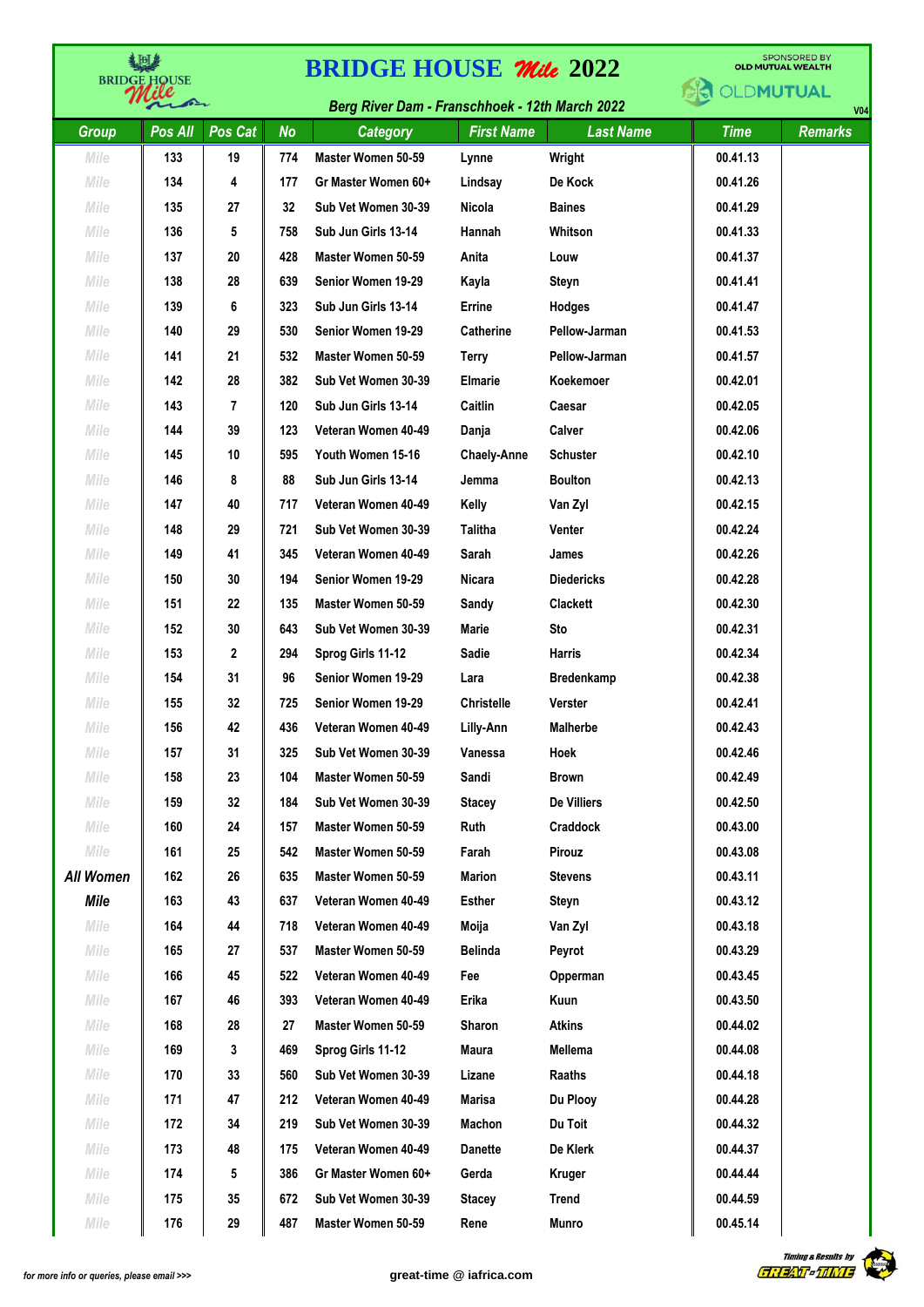# BRIDGE HOUSE Mile 2022

SPONSORED BY OLD MUTUAL WEALTH

*Berg River Dam - Franschhoek - 12th March 2022*

V04

| Group | Pos All | Pos Cat | No | Category | First Name | Last Name | Time | Remarks |
|---|---|---|---|---|---|---|---|---|
| Mile | 133 | 19 | 774 | Master Women 50-59 | Lynne | Wright | 00.41.13 | |
| Mile | 134 | 4 | 177 | Gr Master Women 60+ | Lindsay | De Kock | 00.41.26 | |
| Mile | 135 | 27 | 32 | Sub Vet Women 30-39 | Nicola | Baines | 00.41.29 | |
| Mile | 136 | 5 | 758 | Sub Jun Girls 13-14 | Hannah | Whitson | 00.41.33 | |
| Mile | 137 | 20 | 428 | Master Women 50-59 | Anita | Louw | 00.41.37 | |
| Mile | 138 | 28 | 639 | Senior Women 19-29 | Kayla | Steyn | 00.41.41 | |
| Mile | 139 | 6 | 323 | Sub Jun Girls 13-14 | Errine | Hodges | 00.41.47 | |
| Mile | 140 | 29 | 530 | Senior Women 19-29 | Catherine | Pellow-Jarman | 00.41.53 | |
| Mile | 141 | 21 | 532 | Master Women 50-59 | Terry | Pellow-Jarman | 00.41.57 | |
| Mile | 142 | 28 | 382 | Sub Vet Women 30-39 | Elmarie | Koekemoer | 00.42.01 | |
| Mile | 143 | 7 | 120 | Sub Jun Girls 13-14 | Caitlin | Caesar | 00.42.05 | |
| Mile | 144 | 39 | 123 | Veteran Women 40-49 | Danja | Calver | 00.42.06 | |
| Mile | 145 | 10 | 595 | Youth Women 15-16 | Chaely-Anne | Schuster | 00.42.10 | |
| Mile | 146 | 8 | 88 | Sub Jun Girls 13-14 | Jemma | Boulton | 00.42.13 | |
| Mile | 147 | 40 | 717 | Veteran Women 40-49 | Kelly | Van Zyl | 00.42.15 | |
| Mile | 148 | 29 | 721 | Sub Vet Women 30-39 | Talitha | Venter | 00.42.24 | |
| Mile | 149 | 41 | 345 | Veteran Women 40-49 | Sarah | James | 00.42.26 | |
| Mile | 150 | 30 | 194 | Senior Women 19-29 | Nicara | Diedericks | 00.42.28 | |
| Mile | 151 | 22 | 135 | Master Women 50-59 | Sandy | Clackett | 00.42.30 | |
| Mile | 152 | 30 | 643 | Sub Vet Women 30-39 | Marie | Sto | 00.42.31 | |
| Mile | 153 | 2 | 294 | Sprog Girls 11-12 | Sadie | Harris | 00.42.34 | |
| Mile | 154 | 31 | 96 | Senior Women 19-29 | Lara | Bredenkamp | 00.42.38 | |
| Mile | 155 | 32 | 725 | Senior Women 19-29 | Christelle | Verster | 00.42.41 | |
| Mile | 156 | 42 | 436 | Veteran Women 40-49 | Lilly-Ann | Malherbe | 00.42.43 | |
| Mile | 157 | 31 | 325 | Sub Vet Women 30-39 | Vanessa | Hoek | 00.42.46 | |
| Mile | 158 | 23 | 104 | Master Women 50-59 | Sandi | Brown | 00.42.49 | |
| Mile | 159 | 32 | 184 | Sub Vet Women 30-39 | Stacey | De Villiers | 00.42.50 | |
| Mile | 160 | 24 | 157 | Master Women 50-59 | Ruth | Craddock | 00.43.00 | |
| Mile | 161 | 25 | 542 | Master Women 50-59 | Farah | Pirouz | 00.43.08 | |
| All Women | 162 | 26 | 635 | Master Women 50-59 | Marion | Stevens | 00.43.11 | |
| Mile | 163 | 43 | 637 | Veteran Women 40-49 | Esther | Steyn | 00.43.12 | |
| Mile | 164 | 44 | 718 | Veteran Women 40-49 | Moija | Van Zyl | 00.43.18 | |
| Mile | 165 | 27 | 537 | Master Women 50-59 | Belinda | Peyrot | 00.43.29 | |
| Mile | 166 | 45 | 522 | Veteran Women 40-49 | Fee | Opperman | 00.43.45 | |
| Mile | 167 | 46 | 393 | Veteran Women 40-49 | Erika | Kuun | 00.43.50 | |
| Mile | 168 | 28 | 27 | Master Women 50-59 | Sharon | Atkins | 00.44.02 | |
| Mile | 169 | 3 | 469 | Sprog Girls 11-12 | Maura | Mellema | 00.44.08 | |
| Mile | 170 | 33 | 560 | Sub Vet Women 30-39 | Lizane | Raaths | 00.44.18 | |
| Mile | 171 | 47 | 212 | Veteran Women 40-49 | Marisa | Du Plooy | 00.44.28 | |
| Mile | 172 | 34 | 219 | Sub Vet Women 30-39 | Machon | Du Toit | 00.44.32 | |
| Mile | 173 | 48 | 175 | Veteran Women 40-49 | Danette | De Klerk | 00.44.37 | |
| Mile | 174 | 5 | 386 | Gr Master Women 60+ | Gerda | Kruger | 00.44.44 | |
| Mile | 175 | 35 | 672 | Sub Vet Women 30-39 | Stacey | Trend | 00.44.59 | |
| Mile | 176 | 29 | 487 | Master Women 50-59 | Rene | Munro | 00.45.14 | |

*for more info or queries, please email >>>* great-time @ iafrica.com

Timing & Results by GREAT-TIME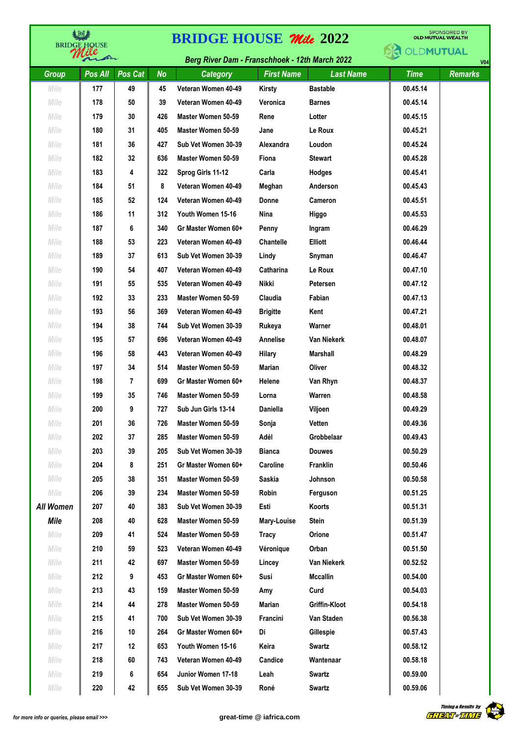# BRIDGE HOUSE Mile 2022

SPONSORED BY OLD MUTUAL WEALTH

*Berg River Dam - Franschhoek - 12th March 2022*

V04

| Group | Pos All | Pos Cat | No | Category | First Name | Last Name | Time | Remarks |
|---|---|---|---|---|---|---|---|---|
| Mile | 177 | 49 | 45 | Veteran Women 40-49 | Kirsty | Bastable | 00.45.14 | |
| Mile | 178 | 50 | 39 | Veteran Women 40-49 | Veronica | Barnes | 00.45.14 | |
| Mile | 179 | 30 | 426 | Master Women 50-59 | Rene | Lotter | 00.45.15 | |
| Mile | 180 | 31 | 405 | Master Women 50-59 | Jane | Le Roux | 00.45.21 | |
| Mile | 181 | 36 | 427 | Sub Vet Women 30-39 | Alexandra | Loudon | 00.45.24 | |
| Mile | 182 | 32 | 636 | Master Women 50-59 | Fiona | Stewart | 00.45.28 | |
| Mile | 183 | 4 | 322 | Sprog Girls 11-12 | Carla | Hodges | 00.45.41 | |
| Mile | 184 | 51 | 8 | Veteran Women 40-49 | Meghan | Anderson | 00.45.43 | |
| Mile | 185 | 52 | 124 | Veteran Women 40-49 | Donne | Cameron | 00.45.51 | |
| Mile | 186 | 11 | 312 | Youth Women 15-16 | Nina | Higgo | 00.45.53 | |
| Mile | 187 | 6 | 340 | Gr Master Women 60+ | Penny | Ingram | 00.46.29 | |
| Mile | 188 | 53 | 223 | Veteran Women 40-49 | Chantelle | Elliott | 00.46.44 | |
| Mile | 189 | 37 | 613 | Sub Vet Women 30-39 | Lindy | Snyman | 00.46.47 | |
| Mile | 190 | 54 | 407 | Veteran Women 40-49 | Catharina | Le Roux | 00.47.10 | |
| Mile | 191 | 55 | 535 | Veteran Women 40-49 | Nikki | Petersen | 00.47.12 | |
| Mile | 192 | 33 | 233 | Master Women 50-59 | Claudia | Fabian | 00.47.13 | |
| Mile | 193 | 56 | 369 | Veteran Women 40-49 | Brigitte | Kent | 00.47.21 | |
| Mile | 194 | 38 | 744 | Sub Vet Women 30-39 | Rukeya | Warner | 00.48.01 | |
| Mile | 195 | 57 | 696 | Veteran Women 40-49 | Annelise | Van Niekerk | 00.48.07 | |
| Mile | 196 | 58 | 443 | Veteran Women 40-49 | Hilary | Marshall | 00.48.29 | |
| Mile | 197 | 34 | 514 | Master Women 50-59 | Marian | Oliver | 00.48.32 | |
| Mile | 198 | 7 | 699 | Gr Master Women 60+ | Helene | Van Rhyn | 00.48.37 | |
| Mile | 199 | 35 | 746 | Master Women 50-59 | Lorna | Warren | 00.48.58 | |
| Mile | 200 | 9 | 727 | Sub Jun Girls 13-14 | Daniella | Viljoen | 00.49.29 | |
| Mile | 201 | 36 | 726 | Master Women 50-59 | Sonja | Vetten | 00.49.36 | |
| Mile | 202 | 37 | 285 | Master Women 50-59 | Adél | Grobbelaar | 00.49.43 | |
| Mile | 203 | 39 | 205 | Sub Vet Women 30-39 | Bianca | Douwes | 00.50.29 | |
| Mile | 204 | 8 | 251 | Gr Master Women 60+ | Caroline | Franklin | 00.50.46 | |
| Mile | 205 | 38 | 351 | Master Women 50-59 | Saskia | Johnson | 00.50.58 | |
| Mile | 206 | 39 | 234 | Master Women 50-59 | Robin | Ferguson | 00.51.25 | |
| All Women | 207 | 40 | 383 | Sub Vet Women 30-39 | Esti | Koorts | 00.51.31 | |
| Mile | 208 | 40 | 628 | Master Women 50-59 | Mary-Louise | Stein | 00.51.39 | |
| Mile | 209 | 41 | 524 | Master Women 50-59 | Tracy | Orione | 00.51.47 | |
| Mile | 210 | 59 | 523 | Veteran Women 40-49 | Véronique | Orban | 00.51.50 | |
| Mile | 211 | 42 | 697 | Master Women 50-59 | Lincey | Van Niekerk | 00.52.52 | |
| Mile | 212 | 9 | 453 | Gr Master Women 60+ | Susi | Mccallin | 00.54.00 | |
| Mile | 213 | 43 | 159 | Master Women 50-59 | Amy | Curd | 00.54.03 | |
| Mile | 214 | 44 | 278 | Master Women 50-59 | Marian | Griffin-Kloot | 00.54.18 | |
| Mile | 215 | 41 | 700 | Sub Vet Women 30-39 | Francini | Van Staden | 00.56.38 | |
| Mile | 216 | 10 | 264 | Gr Master Women 60+ | Di | Gillespie | 00.57.43 | |
| Mile | 217 | 12 | 653 | Youth Women 15-16 | Keira | Swartz | 00.58.12 | |
| Mile | 218 | 60 | 743 | Veteran Women 40-49 | Candice | Wantenaar | 00.58.18 | |
| Mile | 219 | 6 | 654 | Junior Women 17-18 | Leah | Swartz | 00.59.00 | |
| Mile | 220 | 42 | 655 | Sub Vet Women 30-39 | Roné | Swartz | 00.59.06 | |

for more info or queries, please email >>> great-time @ iafrica.com

Timing & Results by GREAT-TIME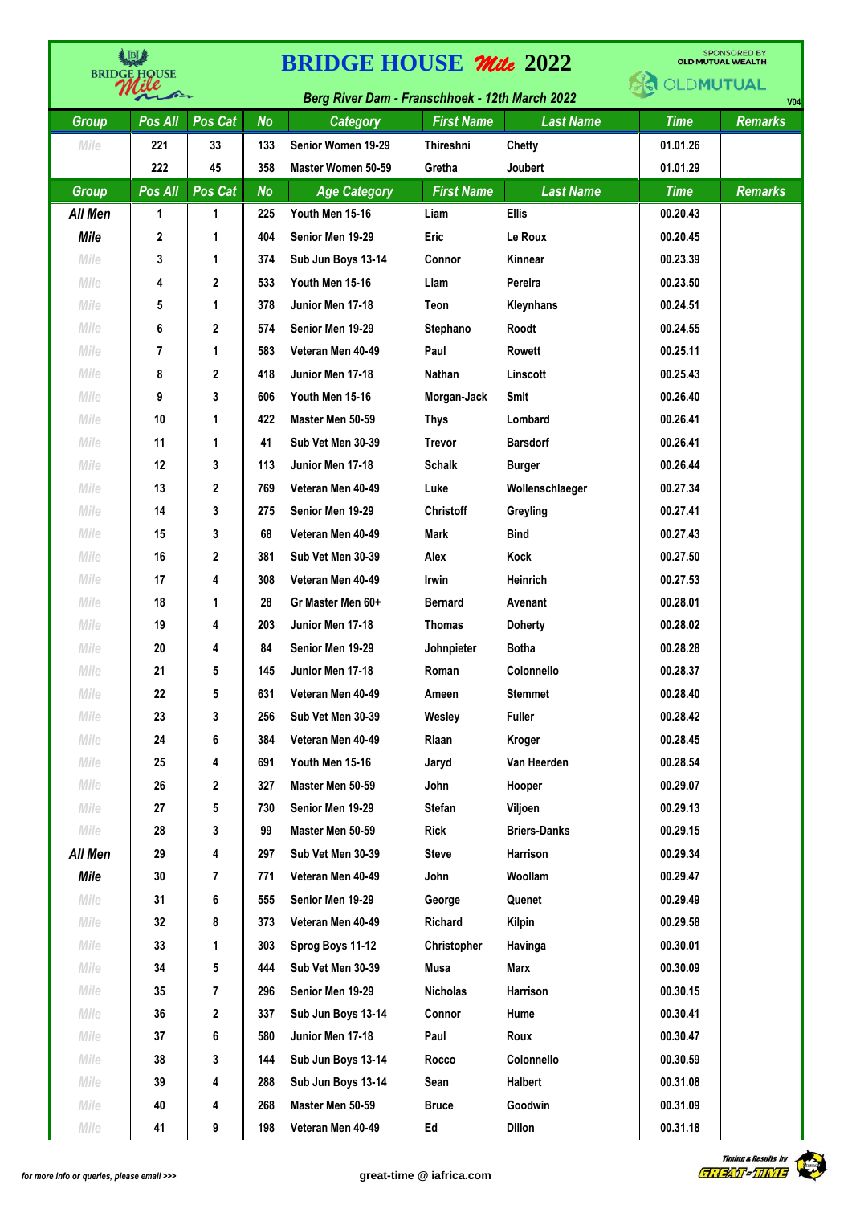# BRIDGE HOUSE *Mile* 2022

*Berg River Dam - Franschhoek - 12th March 2022*

SPONSORED BY OLD MUTUAL WEALTH

V04

| Group | Pos All | Pos Cat | No | Category | First Name | Last Name | Time | Remarks |
|---|---|---|---|---|---|---|---|---|
| Mile | 221 | 33 | 133 | Senior Women 19-29 | Thireshni | Chetty | 01.01.26 | |
| | 222 | 45 | 358 | Master Women 50-59 | Gretha | Joubert | 01.01.29 | |

| Group | Pos All | Pos Cat | No | Age Category | First Name | Last Name | Time | Remarks |
|---|---|---|---|---|---|---|---|---|
| All Men | 1 | 1 | 225 | Youth Men 15-16 | Liam | Ellis | 00.20.43 | |
| Mile | 2 | 1 | 404 | Senior Men 19-29 | Eric | Le Roux | 00.20.45 | |
| Mile | 3 | 1 | 374 | Sub Jun Boys 13-14 | Connor | Kinnear | 00.23.39 | |
| Mile | 4 | 2 | 533 | Youth Men 15-16 | Liam | Pereira | 00.23.50 | |
| Mile | 5 | 1 | 378 | Junior Men 17-18 | Teon | Kleynhans | 00.24.51 | |
| Mile | 6 | 2 | 574 | Senior Men 19-29 | Stephano | Roodt | 00.24.55 | |
| Mile | 7 | 1 | 583 | Veteran Men 40-49 | Paul | Rowett | 00.25.11 | |
| Mile | 8 | 2 | 418 | Junior Men 17-18 | Nathan | Linscott | 00.25.43 | |
| Mile | 9 | 3 | 606 | Youth Men 15-16 | Morgan-Jack | Smit | 00.26.40 | |
| Mile | 10 | 1 | 422 | Master Men 50-59 | Thys | Lombard | 00.26.41 | |
| Mile | 11 | 1 | 41 | Sub Vet Men 30-39 | Trevor | Barsdorf | 00.26.41 | |
| Mile | 12 | 3 | 113 | Junior Men 17-18 | Schalk | Burger | 00.26.44 | |
| Mile | 13 | 2 | 769 | Veteran Men 40-49 | Luke | Wollenschlaeger | 00.27.34 | |
| Mile | 14 | 3 | 275 | Senior Men 19-29 | Christoff | Greyling | 00.27.41 | |
| Mile | 15 | 3 | 68 | Veteran Men 40-49 | Mark | Bind | 00.27.43 | |
| Mile | 16 | 2 | 381 | Sub Vet Men 30-39 | Alex | Kock | 00.27.50 | |
| Mile | 17 | 4 | 308 | Veteran Men 40-49 | Irwin | Heinrich | 00.27.53 | |
| Mile | 18 | 1 | 28 | Gr Master Men 60+ | Bernard | Avenant | 00.28.01 | |
| Mile | 19 | 4 | 203 | Junior Men 17-18 | Thomas | Doherty | 00.28.02 | |
| Mile | 20 | 4 | 84 | Senior Men 19-29 | Johnpieter | Botha | 00.28.28 | |
| Mile | 21 | 5 | 145 | Junior Men 17-18 | Roman | Colonnello | 00.28.37 | |
| Mile | 22 | 5 | 631 | Veteran Men 40-49 | Ameen | Stemmet | 00.28.40 | |
| Mile | 23 | 3 | 256 | Sub Vet Men 30-39 | Wesley | Fuller | 00.28.42 | |
| Mile | 24 | 6 | 384 | Veteran Men 40-49 | Riaan | Kroger | 00.28.45 | |
| Mile | 25 | 4 | 691 | Youth Men 15-16 | Jaryd | Van Heerden | 00.28.54 | |
| Mile | 26 | 2 | 327 | Master Men 50-59 | John | Hooper | 00.29.07 | |
| Mile | 27 | 5 | 730 | Senior Men 19-29 | Stefan | Viljoen | 00.29.13 | |
| Mile | 28 | 3 | 99 | Master Men 50-59 | Rick | Briers-Danks | 00.29.15 | |
| All Men | 29 | 4 | 297 | Sub Vet Men 30-39 | Steve | Harrison | 00.29.34 | |
| Mile | 30 | 7 | 771 | Veteran Men 40-49 | John | Woollam | 00.29.47 | |
| Mile | 31 | 6 | 555 | Senior Men 19-29 | George | Quenet | 00.29.49 | |
| Mile | 32 | 8 | 373 | Veteran Men 40-49 | Richard | Kilpin | 00.29.58 | |
| Mile | 33 | 1 | 303 | Sprog Boys 11-12 | Christopher | Havinga | 00.30.01 | |
| Mile | 34 | 5 | 444 | Sub Vet Men 30-39 | Musa | Marx | 00.30.09 | |
| Mile | 35 | 7 | 296 | Senior Men 19-29 | Nicholas | Harrison | 00.30.15 | |
| Mile | 36 | 2 | 337 | Sub Jun Boys 13-14 | Connor | Hume | 00.30.41 | |
| Mile | 37 | 6 | 580 | Junior Men 17-18 | Paul | Roux | 00.30.47 | |
| Mile | 38 | 3 | 144 | Sub Jun Boys 13-14 | Rocco | Colonnello | 00.30.59 | |
| Mile | 39 | 4 | 288 | Sub Jun Boys 13-14 | Sean | Halbert | 00.31.08 | |
| Mile | 40 | 4 | 268 | Master Men 50-59 | Bruce | Goodwin | 00.31.09 | |
| Mile | 41 | 9 | 198 | Veteran Men 40-49 | Ed | Dillon | 00.31.18 | |

for more info or queries, please email >>> great-time @ iafrica.com

Timing & Results by GREAT-TIME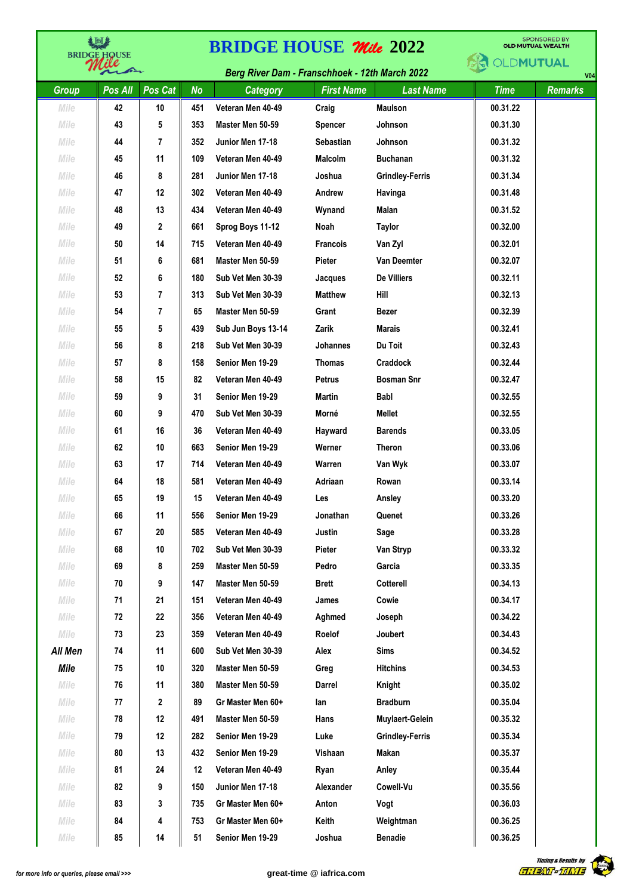# BRIDGE HOUSE Mile 2022

SPONSORED BY OLD MUTUAL WEALTH

*Berg River Dam - Franschhoek - 12th March 2022*

V04

| Group | Pos All | Pos Cat | No | Category | First Name | Last Name | Time | Remarks |
|---|---|---|---|---|---|---|---|---|
| Mile | 42 | 10 | 451 | Veteran Men 40-49 | Craig | Maulson | 00.31.22 | |
| Mile | 43 | 5 | 353 | Master Men 50-59 | Spencer | Johnson | 00.31.30 | |
| Mile | 44 | 7 | 352 | Junior Men 17-18 | Sebastian | Johnson | 00.31.32 | |
| Mile | 45 | 11 | 109 | Veteran Men 40-49 | Malcolm | Buchanan | 00.31.32 | |
| Mile | 46 | 8 | 281 | Junior Men 17-18 | Joshua | Grindley-Ferris | 00.31.34 | |
| Mile | 47 | 12 | 302 | Veteran Men 40-49 | Andrew | Havinga | 00.31.48 | |
| Mile | 48 | 13 | 434 | Veteran Men 40-49 | Wynand | Malan | 00.31.52 | |
| Mile | 49 | 2 | 661 | Sprog Boys 11-12 | Noah | Taylor | 00.32.00 | |
| Mile | 50 | 14 | 715 | Veteran Men 40-49 | Francois | Van Zyl | 00.32.01 | |
| Mile | 51 | 6 | 681 | Master Men 50-59 | Pieter | Van Deemter | 00.32.07 | |
| Mile | 52 | 6 | 180 | Sub Vet Men 30-39 | Jacques | De Villiers | 00.32.11 | |
| Mile | 53 | 7 | 313 | Sub Vet Men 30-39 | Matthew | Hill | 00.32.13 | |
| Mile | 54 | 7 | 65 | Master Men 50-59 | Grant | Bezer | 00.32.39 | |
| Mile | 55 | 5 | 439 | Sub Jun Boys 13-14 | Zarik | Marais | 00.32.41 | |
| Mile | 56 | 8 | 218 | Sub Vet Men 30-39 | Johannes | Du Toit | 00.32.43 | |
| Mile | 57 | 8 | 158 | Senior Men 19-29 | Thomas | Craddock | 00.32.44 | |
| Mile | 58 | 15 | 82 | Veteran Men 40-49 | Petrus | Bosman Snr | 00.32.47 | |
| Mile | 59 | 9 | 31 | Senior Men 19-29 | Martin | Babl | 00.32.55 | |
| Mile | 60 | 9 | 470 | Sub Vet Men 30-39 | Morné | Mellet | 00.32.55 | |
| Mile | 61 | 16 | 36 | Veteran Men 40-49 | Hayward | Barends | 00.33.05 | |
| Mile | 62 | 10 | 663 | Senior Men 19-29 | Werner | Theron | 00.33.06 | |
| Mile | 63 | 17 | 714 | Veteran Men 40-49 | Warren | Van Wyk | 00.33.07 | |
| Mile | 64 | 18 | 581 | Veteran Men 40-49 | Adriaan | Rowan | 00.33.14 | |
| Mile | 65 | 19 | 15 | Veteran Men 40-49 | Les | Ansley | 00.33.20 | |
| Mile | 66 | 11 | 556 | Senior Men 19-29 | Jonathan | Quenet | 00.33.26 | |
| Mile | 67 | 20 | 585 | Veteran Men 40-49 | Justin | Sage | 00.33.28 | |
| Mile | 68 | 10 | 702 | Sub Vet Men 30-39 | Pieter | Van Stryp | 00.33.32 | |
| Mile | 69 | 8 | 259 | Master Men 50-59 | Pedro | Garcia | 00.33.35 | |
| Mile | 70 | 9 | 147 | Master Men 50-59 | Brett | Cotterell | 00.34.13 | |
| Mile | 71 | 21 | 151 | Veteran Men 40-49 | James | Cowie | 00.34.17 | |
| Mile | 72 | 22 | 356 | Veteran Men 40-49 | Aghmed | Joseph | 00.34.22 | |
| Mile | 73 | 23 | 359 | Veteran Men 40-49 | Roelof | Joubert | 00.34.43 | |
| All Men | 74 | 11 | 600 | Sub Vet Men 30-39 | Alex | Sims | 00.34.52 | |
| Mile | 75 | 10 | 320 | Master Men 50-59 | Greg | Hitchins | 00.34.53 | |
| Mile | 76 | 11 | 380 | Master Men 50-59 | Darrel | Knight | 00.35.02 | |
| Mile | 77 | 2 | 89 | Gr Master Men 60+ | Ian | Bradburn | 00.35.04 | |
| Mile | 78 | 12 | 491 | Master Men 50-59 | Hans | Muylaert-Gelein | 00.35.32 | |
| Mile | 79 | 12 | 282 | Senior Men 19-29 | Luke | Grindley-Ferris | 00.35.34 | |
| Mile | 80 | 13 | 432 | Senior Men 19-29 | Vishaan | Makan | 00.35.37 | |
| Mile | 81 | 24 | 12 | Veteran Men 40-49 | Ryan | Anley | 00.35.44 | |
| Mile | 82 | 9 | 150 | Junior Men 17-18 | Alexander | Cowell-Vu | 00.35.56 | |
| Mile | 83 | 3 | 735 | Gr Master Men 60+ | Anton | Vogt | 00.36.03 | |
| Mile | 84 | 4 | 753 | Gr Master Men 60+ | Keith | Weightman | 00.36.25 | |
| Mile | 85 | 14 | 51 | Senior Men 19-29 | Joshua | Benadie | 00.36.25 | |

for more info or queries, please email >>> great-time @ iafrica.com

Timing & Results by GREAT-TIME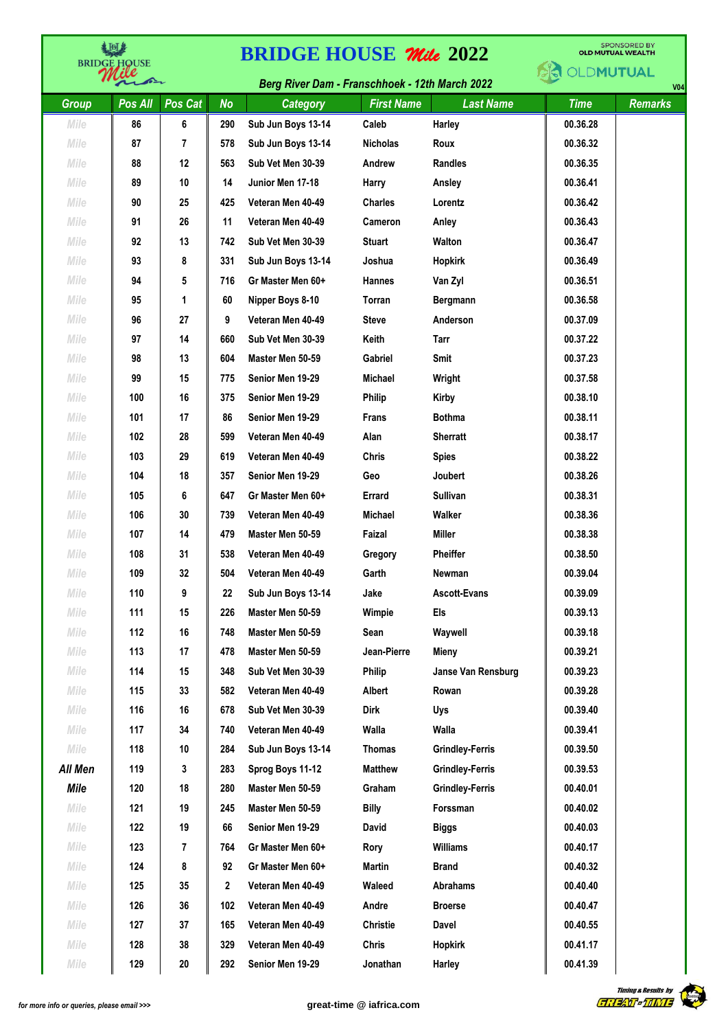# BRIDGE HOUSE *Mile* 2022

*Berg River Dam - Franschhoek - 12th March 2022*

SPONSORED BY OLD MUTUAL WEALTH

V04

| Group | Pos All | Pos Cat | No | Category | First Name | Last Name | Time | Remarks |
|---|---|---|---|---|---|---|---|---|
| Mile | 86 | 6 | 290 | Sub Jun Boys 13-14 | Caleb | Harley | 00.36.28 | |
| Mile | 87 | 7 | 578 | Sub Jun Boys 13-14 | Nicholas | Roux | 00.36.32 | |
| Mile | 88 | 12 | 563 | Sub Vet Men 30-39 | Andrew | Randles | 00.36.35 | |
| Mile | 89 | 10 | 14 | Junior Men 17-18 | Harry | Ansley | 00.36.41 | |
| Mile | 90 | 25 | 425 | Veteran Men 40-49 | Charles | Lorentz | 00.36.42 | |
| Mile | 91 | 26 | 11 | Veteran Men 40-49 | Cameron | Anley | 00.36.43 | |
| Mile | 92 | 13 | 742 | Sub Vet Men 30-39 | Stuart | Walton | 00.36.47 | |
| Mile | 93 | 8 | 331 | Sub Jun Boys 13-14 | Joshua | Hopkirk | 00.36.49 | |
| Mile | 94 | 5 | 716 | Gr Master Men 60+ | Hannes | Van Zyl | 00.36.51 | |
| Mile | 95 | 1 | 60 | Nipper Boys 8-10 | Torran | Bergmann | 00.36.58 | |
| Mile | 96 | 27 | 9 | Veteran Men 40-49 | Steve | Anderson | 00.37.09 | |
| Mile | 97 | 14 | 660 | Sub Vet Men 30-39 | Keith | Tarr | 00.37.22 | |
| Mile | 98 | 13 | 604 | Master Men 50-59 | Gabriel | Smit | 00.37.23 | |
| Mile | 99 | 15 | 775 | Senior Men 19-29 | Michael | Wright | 00.37.58 | |
| Mile | 100 | 16 | 375 | Senior Men 19-29 | Philip | Kirby | 00.38.10 | |
| Mile | 101 | 17 | 86 | Senior Men 19-29 | Frans | Bothma | 00.38.11 | |
| Mile | 102 | 28 | 599 | Veteran Men 40-49 | Alan | Sherratt | 00.38.17 | |
| Mile | 103 | 29 | 619 | Veteran Men 40-49 | Chris | Spies | 00.38.22 | |
| Mile | 104 | 18 | 357 | Senior Men 19-29 | Geo | Joubert | 00.38.26 | |
| Mile | 105 | 6 | 647 | Gr Master Men 60+ | Errard | Sullivan | 00.38.31 | |
| Mile | 106 | 30 | 739 | Veteran Men 40-49 | Michael | Walker | 00.38.36 | |
| Mile | 107 | 14 | 479 | Master Men 50-59 | Faizal | Miller | 00.38.38 | |
| Mile | 108 | 31 | 538 | Veteran Men 40-49 | Gregory | Pheiffer | 00.38.50 | |
| Mile | 109 | 32 | 504 | Veteran Men 40-49 | Garth | Newman | 00.39.04 | |
| Mile | 110 | 9 | 22 | Sub Jun Boys 13-14 | Jake | Ascott-Evans | 00.39.09 | |
| Mile | 111 | 15 | 226 | Master Men 50-59 | Wimpie | Els | 00.39.13 | |
| Mile | 112 | 16 | 748 | Master Men 50-59 | Sean | Waywell | 00.39.18 | |
| Mile | 113 | 17 | 478 | Master Men 50-59 | Jean-Pierre | Mieny | 00.39.21 | |
| Mile | 114 | 15 | 348 | Sub Vet Men 30-39 | Philip | Janse Van Rensburg | 00.39.23 | |
| Mile | 115 | 33 | 582 | Veteran Men 40-49 | Albert | Rowan | 00.39.28 | |
| Mile | 116 | 16 | 678 | Sub Vet Men 30-39 | Dirk | Uys | 00.39.40 | |
| Mile | 117 | 34 | 740 | Veteran Men 40-49 | Walla | Walla | 00.39.41 | |
| Mile | 118 | 10 | 284 | Sub Jun Boys 13-14 | Thomas | Grindley-Ferris | 00.39.50 | |
| All Men | 119 | 3 | 283 | Sprog Boys 11-12 | Matthew | Grindley-Ferris | 00.39.53 | |
| Mile | 120 | 18 | 280 | Master Men 50-59 | Graham | Grindley-Ferris | 00.40.01 | |
| Mile | 121 | 19 | 245 | Master Men 50-59 | Billy | Forssman | 00.40.02 | |
| Mile | 122 | 19 | 66 | Senior Men 19-29 | David | Biggs | 00.40.03 | |
| Mile | 123 | 7 | 764 | Gr Master Men 60+ | Rory | Williams | 00.40.17 | |
| Mile | 124 | 8 | 92 | Gr Master Men 60+ | Martin | Brand | 00.40.32 | |
| Mile | 125 | 35 | 2 | Veteran Men 40-49 | Waleed | Abrahams | 00.40.40 | |
| Mile | 126 | 36 | 102 | Veteran Men 40-49 | Andre | Broerse | 00.40.47 | |
| Mile | 127 | 37 | 165 | Veteran Men 40-49 | Christie | Davel | 00.40.55 | |
| Mile | 128 | 38 | 329 | Veteran Men 40-49 | Chris | Hopkirk | 00.41.17 | |
| Mile | 129 | 20 | 292 | Senior Men 19-29 | Jonathan | Harley | 00.41.39 | |

*for more info or queries, please email >>>* great-time @ iafrica.com

*Timing & Results by GREAT-TIME*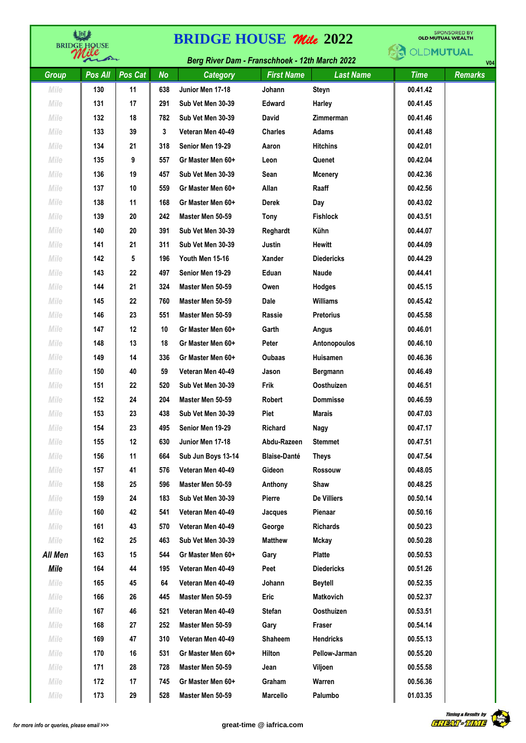# BRIDGE HOUSE Mile 2022

SPONSORED BY OLD MUTUAL WEALTH

**Berg River Dam - Franschhoek - 12th March 2022**

V04

| Group | Pos All | Pos Cat | No | Category | First Name | Last Name | Time | Remarks |
|---|---|---|---|---|---|---|---|---|
| Mile | 130 | 11 | 638 | Junior Men 17-18 | Johann | Steyn | 00.41.42 | |
| Mile | 131 | 17 | 291 | Sub Vet Men 30-39 | Edward | Harley | 00.41.45 | |
| Mile | 132 | 18 | 782 | Sub Vet Men 30-39 | David | Zimmerman | 00.41.46 | |
| Mile | 133 | 39 | 3 | Veteran Men 40-49 | Charles | Adams | 00.41.48 | |
| Mile | 134 | 21 | 318 | Senior Men 19-29 | Aaron | Hitchins | 00.42.01 | |
| Mile | 135 | 9 | 557 | Gr Master Men 60+ | Leon | Quenet | 00.42.04 | |
| Mile | 136 | 19 | 457 | Sub Vet Men 30-39 | Sean | Mcenery | 00.42.36 | |
| Mile | 137 | 10 | 559 | Gr Master Men 60+ | Allan | Raaff | 00.42.56 | |
| Mile | 138 | 11 | 168 | Gr Master Men 60+ | Derek | Day | 00.43.02 | |
| Mile | 139 | 20 | 242 | Master Men 50-59 | Tony | Fishlock | 00.43.51 | |
| Mile | 140 | 20 | 391 | Sub Vet Men 30-39 | Reghardt | Kühn | 00.44.07 | |
| Mile | 141 | 21 | 311 | Sub Vet Men 30-39 | Justin | Hewitt | 00.44.09 | |
| Mile | 142 | 5 | 196 | Youth Men 15-16 | Xander | Diedericks | 00.44.29 | |
| Mile | 143 | 22 | 497 | Senior Men 19-29 | Eduan | Naude | 00.44.41 | |
| Mile | 144 | 21 | 324 | Master Men 50-59 | Owen | Hodges | 00.45.15 | |
| Mile | 145 | 22 | 760 | Master Men 50-59 | Dale | Williams | 00.45.42 | |
| Mile | 146 | 23 | 551 | Master Men 50-59 | Rassie | Pretorius | 00.45.58 | |
| Mile | 147 | 12 | 10 | Gr Master Men 60+ | Garth | Angus | 00.46.01 | |
| Mile | 148 | 13 | 18 | Gr Master Men 60+ | Peter | Antonopoulos | 00.46.10 | |
| Mile | 149 | 14 | 336 | Gr Master Men 60+ | Oubaas | Huisamen | 00.46.36 | |
| Mile | 150 | 40 | 59 | Veteran Men 40-49 | Jason | Bergmann | 00.46.49 | |
| Mile | 151 | 22 | 520 | Sub Vet Men 30-39 | Frik | Oosthuizen | 00.46.51 | |
| Mile | 152 | 24 | 204 | Master Men 50-59 | Robert | Dommisse | 00.46.59 | |
| Mile | 153 | 23 | 438 | Sub Vet Men 30-39 | Piet | Marais | 00.47.03 | |
| Mile | 154 | 23 | 495 | Senior Men 19-29 | Richard | Nagy | 00.47.17 | |
| Mile | 155 | 12 | 630 | Junior Men 17-18 | Abdu-Razeen | Stemmet | 00.47.51 | |
| Mile | 156 | 11 | 664 | Sub Jun Boys 13-14 | Blaise-Danté | Theys | 00.47.54 | |
| Mile | 157 | 41 | 576 | Veteran Men 40-49 | Gideon | Rossouw | 00.48.05 | |
| Mile | 158 | 25 | 596 | Master Men 50-59 | Anthony | Shaw | 00.48.25 | |
| Mile | 159 | 24 | 183 | Sub Vet Men 30-39 | Pierre | De Villiers | 00.50.14 | |
| Mile | 160 | 42 | 541 | Veteran Men 40-49 | Jacques | Pienaar | 00.50.16 | |
| Mile | 161 | 43 | 570 | Veteran Men 40-49 | George | Richards | 00.50.23 | |
| Mile | 162 | 25 | 463 | Sub Vet Men 30-39 | Matthew | Mckay | 00.50.28 | |
| All Men | 163 | 15 | 544 | Gr Master Men 60+ | Gary | Platte | 00.50.53 | |
| Mile | 164 | 44 | 195 | Veteran Men 40-49 | Peet | Diedericks | 00.51.26 | |
| Mile | 165 | 45 | 64 | Veteran Men 40-49 | Johann | Beytell | 00.52.35 | |
| Mile | 166 | 26 | 445 | Master Men 50-59 | Eric | Matkovich | 00.52.37 | |
| Mile | 167 | 46 | 521 | Veteran Men 40-49 | Stefan | Oosthuizen | 00.53.51 | |
| Mile | 168 | 27 | 252 | Master Men 50-59 | Gary | Fraser | 00.54.14 | |
| Mile | 169 | 47 | 310 | Veteran Men 40-49 | Shaheem | Hendricks | 00.55.13 | |
| Mile | 170 | 16 | 531 | Gr Master Men 60+ | Hilton | Pellow-Jarman | 00.55.20 | |
| Mile | 171 | 28 | 728 | Master Men 50-59 | Jean | Viljoen | 00.55.58 | |
| Mile | 172 | 17 | 745 | Gr Master Men 60+ | Graham | Warren | 00.56.36 | |
| Mile | 173 | 29 | 528 | Master Men 50-59 | Marcello | Palumbo | 01.03.35 | |

for more info or queries, please email >>> great-time @ iafrica.com

Timing & Results by GREAT-TIME